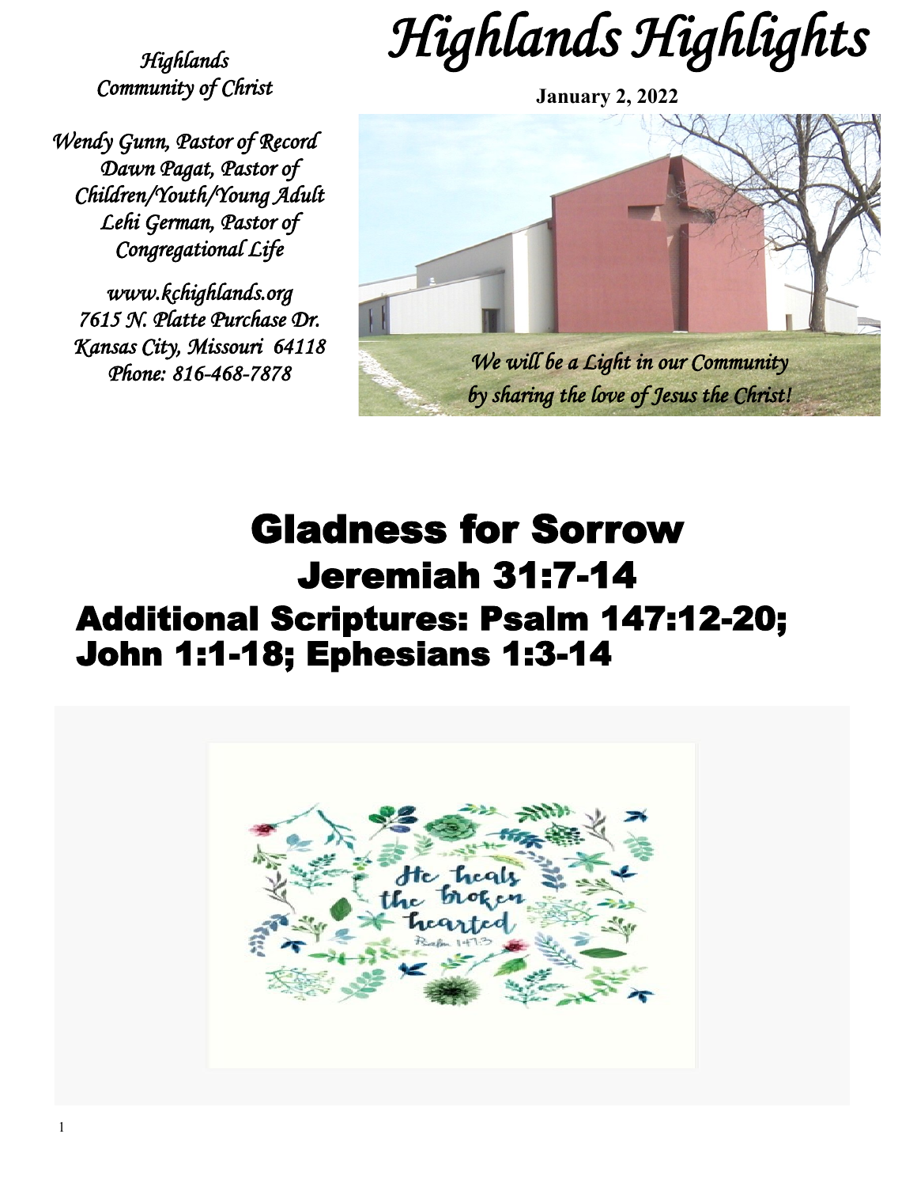# Highlands Highlights

*Highlands Community of Christ*

**January 2, 2022**

*Wendy Gunn, Pastor of Record*
*Dawn Pagat, Pastor of Children/Youth/Young Adult*
*Lehi German, Pastor of Congregational Life*

*www.kchighlands.org*
*7615 N. Platte Purchase Dr.*
*Kansas City, Missouri 64118*
*Phone: 816-468-7878*

*We will be a Light in our Community by sharing the love of Jesus the Christ!*

# Gladness for Sorrow

## Jeremiah 31:7-14

## Additional Scriptures: Psalm 147:12-20; John 1:1-18; Ephesians 1:3-14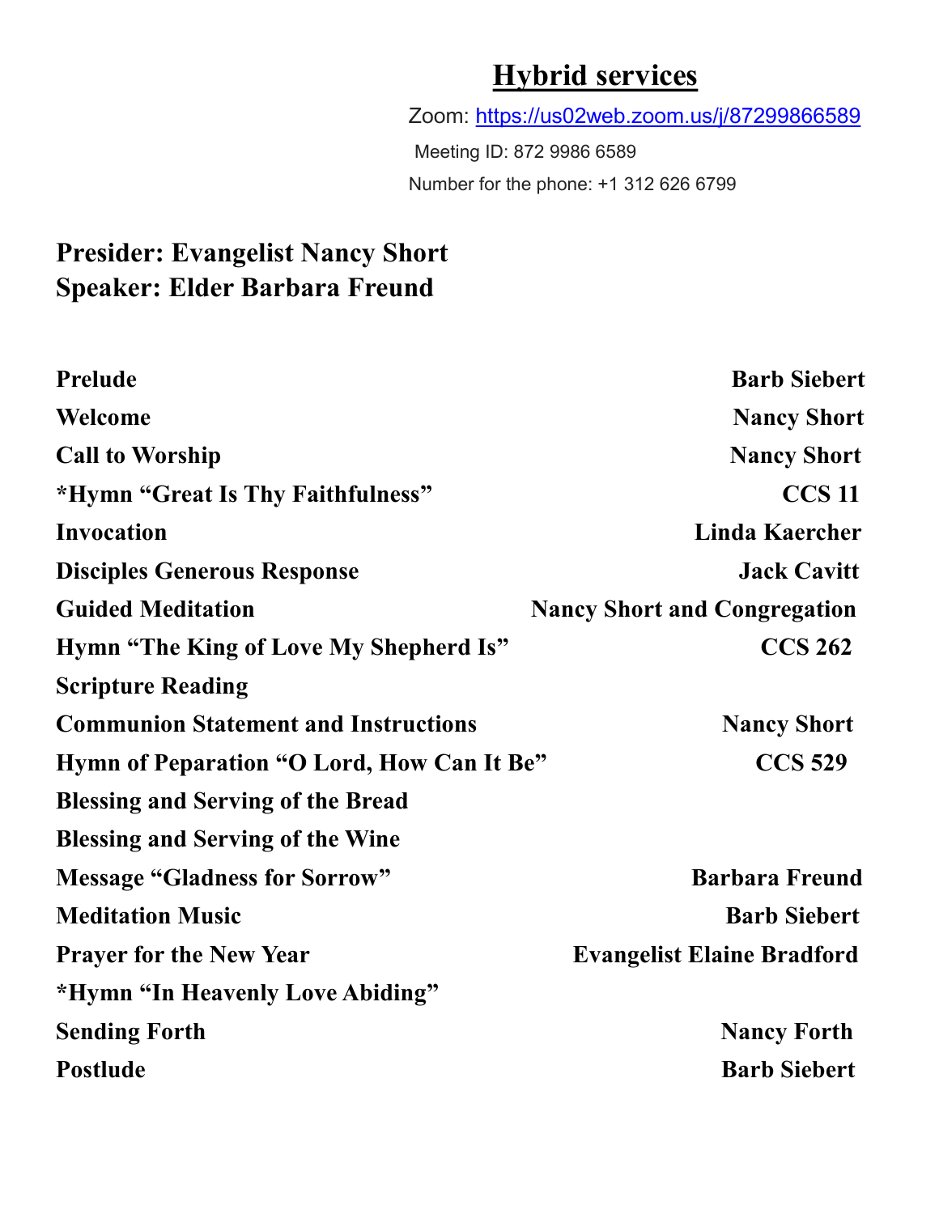## Hybrid services

Zoom: https://us02web.zoom.us/j/87299866589

Meeting ID: 872 9986 6589

Number for the phone: +1 312 626 6799

**Presider: Evangelist Nancy Short**
**Speaker: Elder Barbara Freund**

| | |
|---|---|
| **Prelude** | **Barb Siebert** |
| **Welcome** | **Nancy Short** |
| **Call to Worship** | **Nancy Short** |
| ***Hymn "Great Is Thy Faithfulness"** | **CCS 11** |
| **Invocation** | **Linda Kaercher** |
| **Disciples Generous Response** | **Jack Cavitt** |
| **Guided Meditation** | **Nancy Short and Congregation** |
| **Hymn "The King of Love My Shepherd Is"** | **CCS 262** |
| **Scripture Reading** | |
| **Communion Statement and Instructions** | **Nancy Short** |
| **Hymn of Peparation "O Lord, How Can It Be"** | **CCS 529** |
| **Blessing and Serving of the Bread** | |
| **Blessing and Serving of the Wine** | |
| **Message "Gladness for Sorrow"** | **Barbara Freund** |
| **Meditation Music** | **Barb Siebert** |
| **Prayer for the New Year** | **Evangelist Elaine Bradford** |
| ***Hymn "In Heavenly Love Abiding"** | |
| **Sending Forth** | **Nancy Forth** |
| **Postlude** | **Barb Siebert** |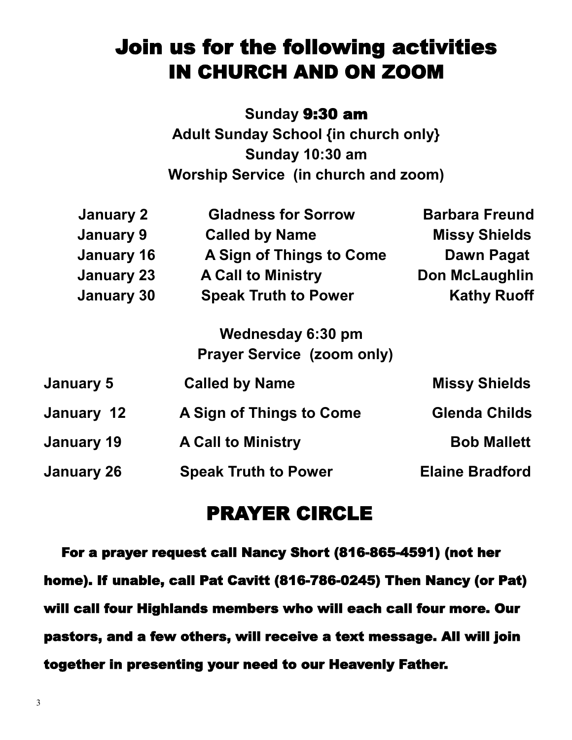# Join us for the following activities IN CHURCH AND ON ZOOM

**Sunday 9:30 am**
**Adult Sunday School {in church only}**
**Sunday 10:30 am**
**Worship Service (in church and zoom)**

| | | |
|---|---|---|
| **January 2** | **Gladness for Sorrow** | **Barbara Freund** |
| **January 9** | **Called by Name** | **Missy Shields** |
| **January 16** | **A Sign of Things to Come** | **Dawn Pagat** |
| **January 23** | **A Call to Ministry** | **Don McLaughlin** |
| **January 30** | **Speak Truth to Power** | **Kathy Ruoff** |

**Wednesday 6:30 pm**
**Prayer Service (zoom only)**

| | | |
|---|---|---|
| **January 5** | **Called by Name** | **Missy Shields** |
| **January 12** | **A Sign of Things to Come** | **Glenda Childs** |
| **January 19** | **A Call to Ministry** | **Bob Mallett** |
| **January 26** | **Speak Truth to Power** | **Elaine Bradford** |

## PRAYER CIRCLE

**For a prayer request call Nancy Short (816-865-4591) (not her home). If unable, call Pat Cavitt (816-786-0245) Then Nancy (or Pat) will call four Highlands members who will each call four more. Our pastors, and a few others, will receive a text message. All will join together in presenting your need to our Heavenly Father.**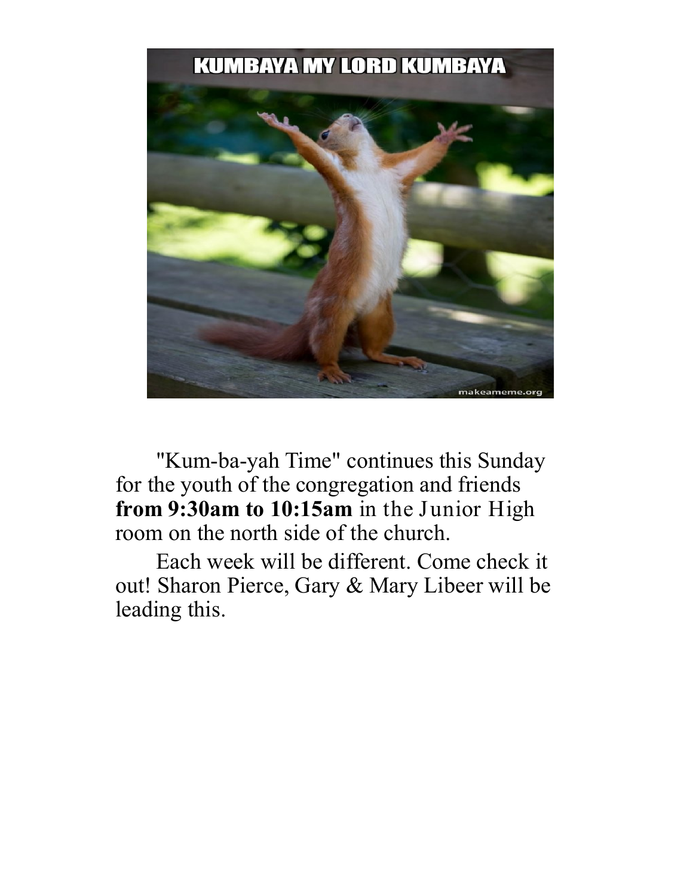"Kum-ba-yah Time" continues this Sunday for the youth of the congregation and friends **from 9:30am to 10:15am** in the Junior High room on the north side of the church.

Each week will be different. Come check it out! Sharon Pierce, Gary & Mary Libeer will be leading this.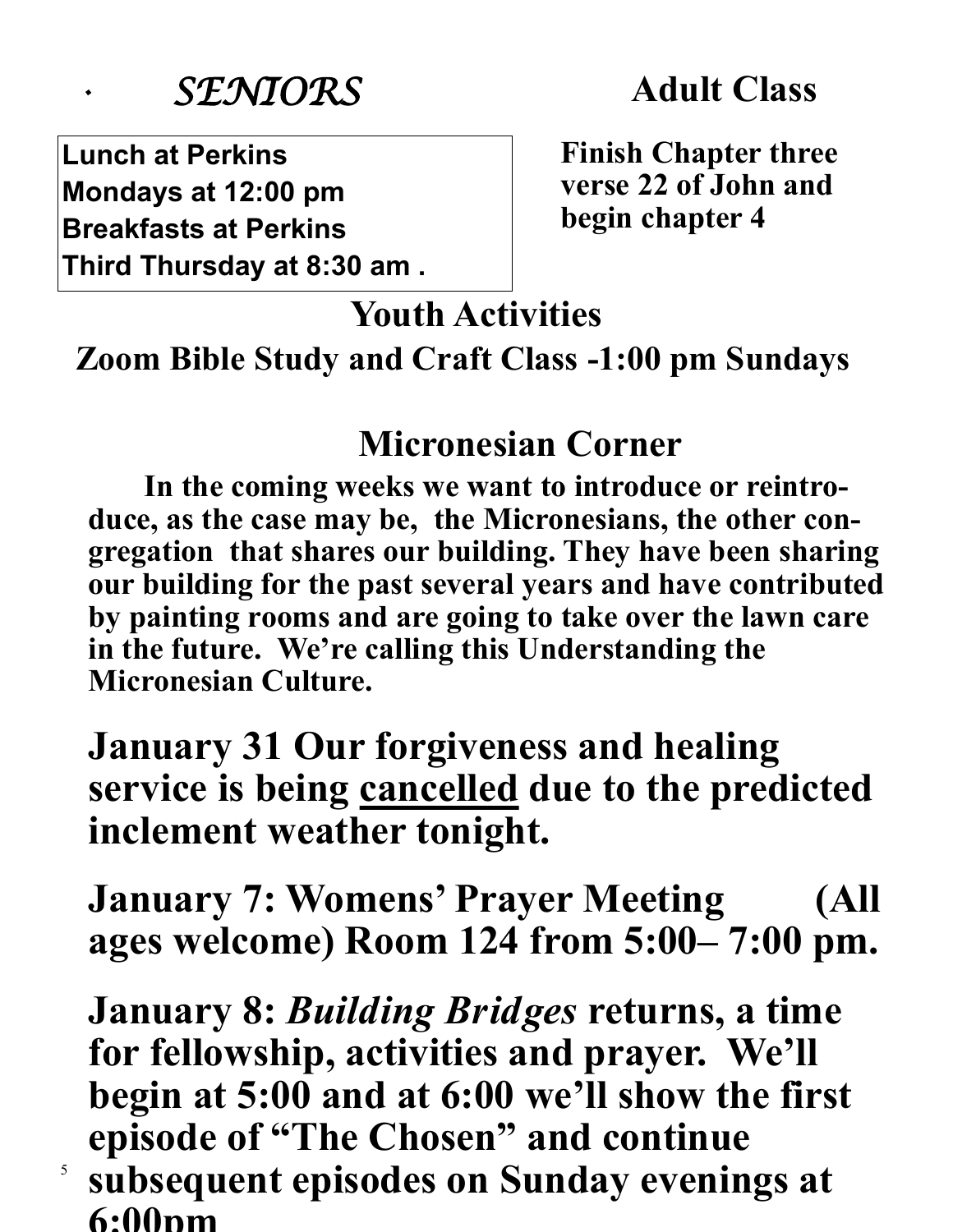## *SENIORS*

**Lunch at Perkins**
**Mondays at 12:00 pm**
**Breakfasts at Perkins**
**Third Thursday at 8:30 am .**

## Adult Class

**Finish Chapter three verse 22 of John and begin chapter 4**

## Youth Activities

**Zoom Bible Study and Craft Class -1:00 pm Sundays**

## Micronesian Corner

**In the coming weeks we want to introduce or reintroduce, as the case may be, the Micronesians, the other congregation that shares our building. They have been sharing our building for the past several years and have contributed by painting rooms and are going to take over the lawn care in the future. We're calling this Understanding the Micronesian Culture.**

**January 31 Our forgiveness and healing service is being cancelled due to the predicted inclement weather tonight.**

**January 7: Womens' Prayer Meeting (All ages welcome) Room 124 from 5:00– 7:00 pm.**

**January 8: *Building Bridges* returns, a time for fellowship, activities and prayer. We'll begin at 5:00 and at 6:00 we'll show the first episode of "The Chosen" and continue subsequent episodes on Sunday evenings at 6:00pm**